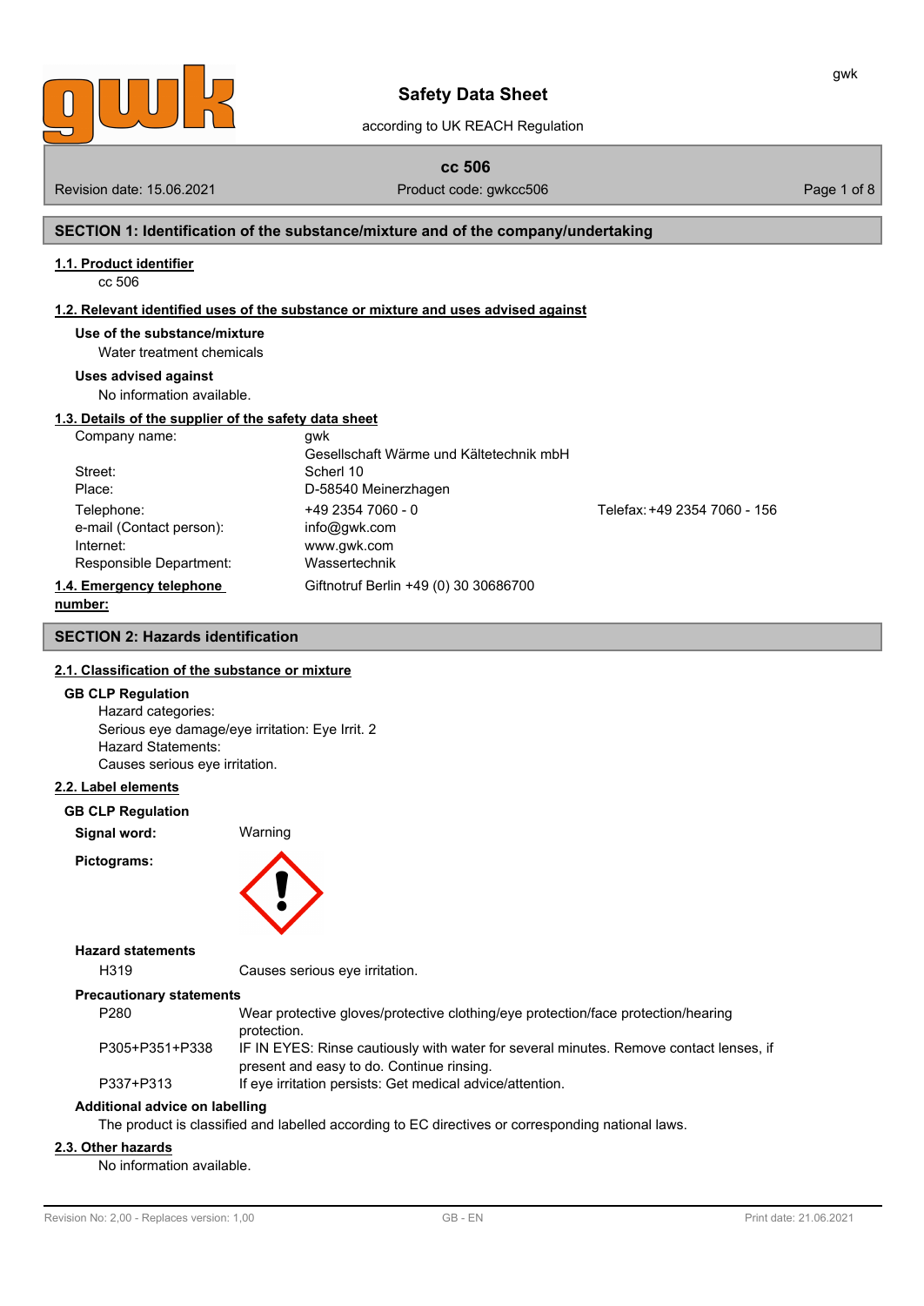# Safety Data Sheet

according to UK REACH Regulation

**cc 506**

Revision date: 15.06.2021 — Product code: gwkcc506

## SECTION 1: Identification of the substance/mixture and of the company/undertaking

### 1.1. Product identifier

cc 506

### 1.2. Relevant identified uses of the substance or mixture and uses advised against

**Use of the substance/mixture**

Water treatment chemicals

**Uses advised against**

No information available.

### 1.3. Details of the supplier of the safety data sheet

| | |
|---|---|
| Company name: | gwk<br>Gesellschaft Wärme und Kältetechnik mbH |
| Street: | Scherl 10 |
| Place: | D-58540 Meinerzhagen |
| Telephone: | +49 2354 7060 - 0 — Telefax: +49 2354 7060 - 156 |
| e-mail (Contact person): | info@gwk.com |
| Internet: | www.gwk.com |
| Responsible Department: | Wassertechnik |

### 1.4. Emergency telephone number:

Giftnotruf Berlin +49 (0) 30 30686700

## SECTION 2: Hazards identification

### 2.1. Classification of the substance or mixture

**GB CLP Regulation**

Hazard categories:
Serious eye damage/eye irritation: Eye Irrit. 2
Hazard Statements:
Causes serious eye irritation.

### 2.2. Label elements

**GB CLP Regulation**

**Signal word:** Warning

**Pictograms:**

**Hazard statements**

| | |
|---|---|
| H319 | Causes serious eye irritation. |

**Precautionary statements**

| | |
|---|---|
| P280 | Wear protective gloves/protective clothing/eye protection/face protection/hearing protection. |
| P305+P351+P338 | IF IN EYES: Rinse cautiously with water for several minutes. Remove contact lenses, if present and easy to do. Continue rinsing. |
| P337+P313 | If eye irritation persists: Get medical advice/attention. |

**Additional advice on labelling**

The product is classified and labelled according to EC directives or corresponding national laws.

### 2.3. Other hazards

No information available.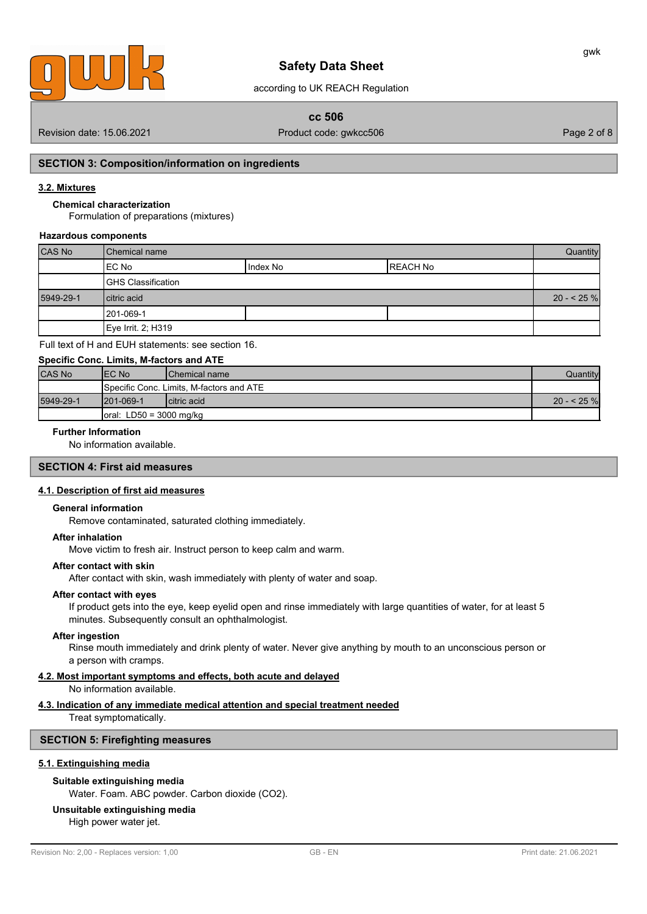## SECTION 3: Composition/information on ingredients

### 3.2. Mixtures

**Chemical characterization**

Formulation of preparations (mixtures)

**Hazardous components**

| CAS No | Chemical name | | | Quantity |
|---|---|---|---|---|
| | EC No | Index No | REACH No | |
| | GHS Classification | | | |
| 5949-29-1 | citric acid | | | 20 - < 25 % |
| | 201-069-1 | | | |
| | Eye Irrit. 2; H319 | | | |

Full text of H and EUH statements: see section 16.

**Specific Conc. Limits, M-factors and ATE**

| CAS No | EC No | Chemical name | Quantity |
|---|---|---|---|
| | Specific Conc. Limits, M-factors and ATE | | |
| 5949-29-1 | 201-069-1 | citric acid | 20 - < 25 % |
| | oral: LD50 = 3000 mg/kg | | |

**Further Information**

No information available.

## SECTION 4: First aid measures

### 4.1. Description of first aid measures

**General information**

Remove contaminated, saturated clothing immediately.

**After inhalation**

Move victim to fresh air. Instruct person to keep calm and warm.

**After contact with skin**

After contact with skin, wash immediately with plenty of water and soap.

**After contact with eyes**

If product gets into the eye, keep eyelid open and rinse immediately with large quantities of water, for at least 5 minutes. Subsequently consult an ophthalmologist.

**After ingestion**

Rinse mouth immediately and drink plenty of water. Never give anything by mouth to an unconscious person or a person with cramps.

### 4.2. Most important symptoms and effects, both acute and delayed

No information available.

### 4.3. Indication of any immediate medical attention and special treatment needed

Treat symptomatically.

## SECTION 5: Firefighting measures

### 5.1. Extinguishing media

**Suitable extinguishing media**

Water. Foam. ABC powder. Carbon dioxide ($CO_2$).

**Unsuitable extinguishing media**

High power water jet.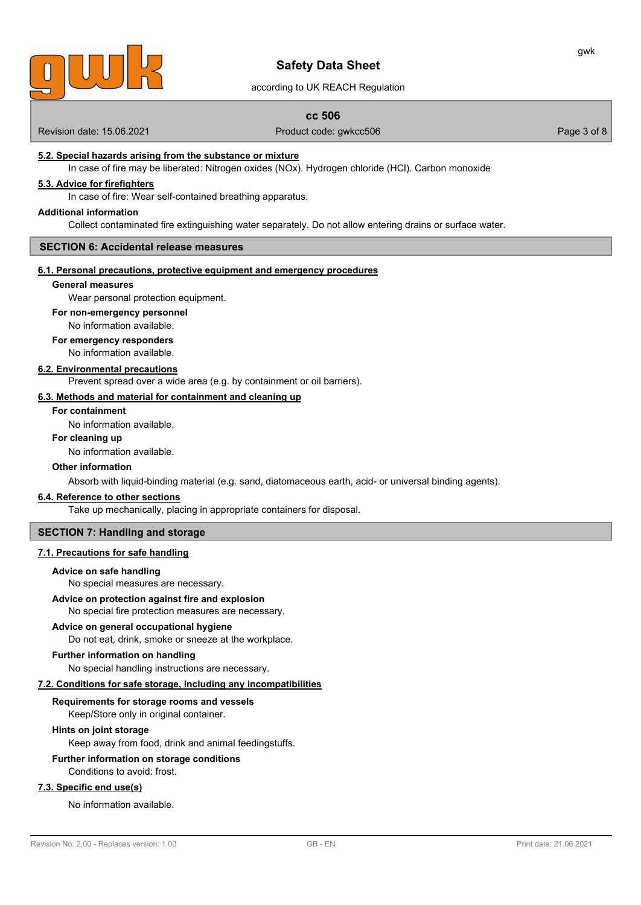### 5.2. Special hazards arising from the substance or mixture

In case of fire may be liberated: Nitrogen oxides (NOx). Hydrogen chloride (HCl). Carbon monoxide

### 5.3. Advice for firefighters

In case of fire: Wear self-contained breathing apparatus.

**Additional information**

Collect contaminated fire extinguishing water separately. Do not allow entering drains or surface water.

## SECTION 6: Accidental release measures

### 6.1. Personal precautions, protective equipment and emergency procedures

**General measures**

Wear personal protection equipment.

**For non-emergency personnel**

No information available.

**For emergency responders**

No information available.

### 6.2. Environmental precautions

Prevent spread over a wide area (e.g. by containment or oil barriers).

### 6.3. Methods and material for containment and cleaning up

**For containment**

No information available.

**For cleaning up**

No information available.

**Other information**

Absorb with liquid-binding material (e.g. sand, diatomaceous earth, acid- or universal binding agents).

### 6.4. Reference to other sections

Take up mechanically, placing in appropriate containers for disposal.

## SECTION 7: Handling and storage

### 7.1. Precautions for safe handling

**Advice on safe handling**

No special measures are necessary.

**Advice on protection against fire and explosion**

No special fire protection measures are necessary.

**Advice on general occupational hygiene**

Do not eat, drink, smoke or sneeze at the workplace.

**Further information on handling**

No special handling instructions are necessary.

### 7.2. Conditions for safe storage, including any incompatibilities

**Requirements for storage rooms and vessels**

Keep/Store only in original container.

**Hints on joint storage**

Keep away from food, drink and animal feedingstuffs.

**Further information on storage conditions**

Conditions to avoid: frost.

### 7.3. Specific end use(s)

No information available.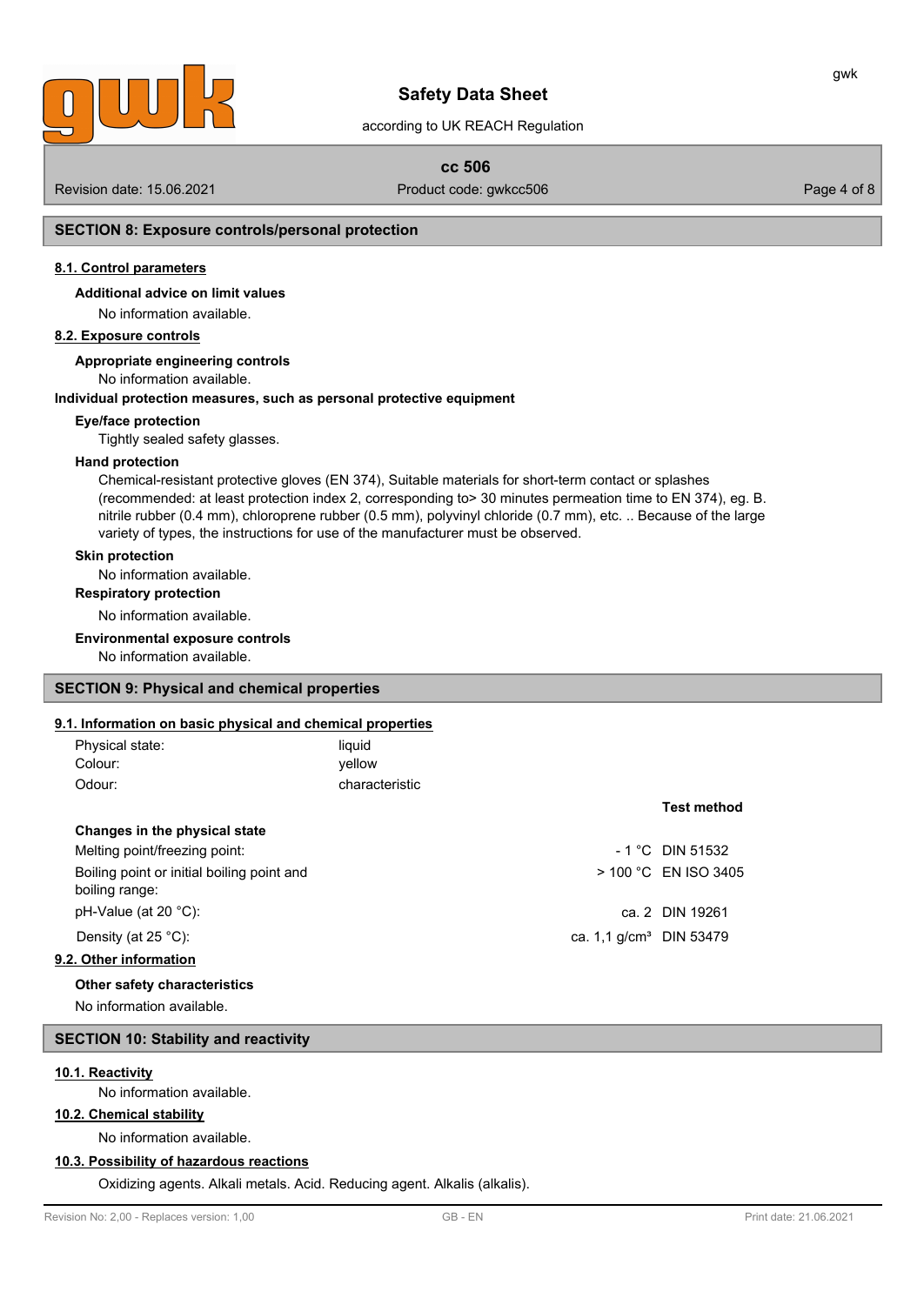## SECTION 8: Exposure controls/personal protection

### 8.1. Control parameters

**Additional advice on limit values**

No information available.

### 8.2. Exposure controls

**Appropriate engineering controls**

No information available.

**Individual protection measures, such as personal protective equipment**

**Eye/face protection**

Tightly sealed safety glasses.

**Hand protection**

Chemical-resistant protective gloves (EN 374), Suitable materials for short-term contact or splashes (recommended: at least protection index 2, corresponding to> 30 minutes permeation time to EN 374), eg. B. nitrile rubber (0.4 mm), chloroprene rubber (0.5 mm), polyvinyl chloride (0.7 mm), etc. .. Because of the large variety of types, the instructions for use of the manufacturer must be observed.

**Skin protection**

No information available.

**Respiratory protection**

No information available.

**Environmental exposure controls**

No information available.

## SECTION 9: Physical and chemical properties

### 9.1. Information on basic physical and chemical properties

| | |
|---|---|
| Physical state: | liquid |
| Colour: | yellow |
| Odour: | characteristic |

| | | Test method |
|---|---|---|
| **Changes in the physical state** | | |
| Melting point/freezing point: | - 1 °C | DIN 51532 |
| Boiling point or initial boiling point and boiling range: | > 100 °C | EN ISO 3405 |
| pH-Value (at 20 °C): | ca. 2 | DIN 19261 |
| Density (at 25 °C): | ca. 1,1 g/cm³ | DIN 53479 |

### 9.2. Other information

**Other safety characteristics**

No information available.

## SECTION 10: Stability and reactivity

### 10.1. Reactivity

No information available.

### 10.2. Chemical stability

No information available.

### 10.3. Possibility of hazardous reactions

Oxidizing agents. Alkali metals. Acid. Reducing agent. Alkalis (alkalis).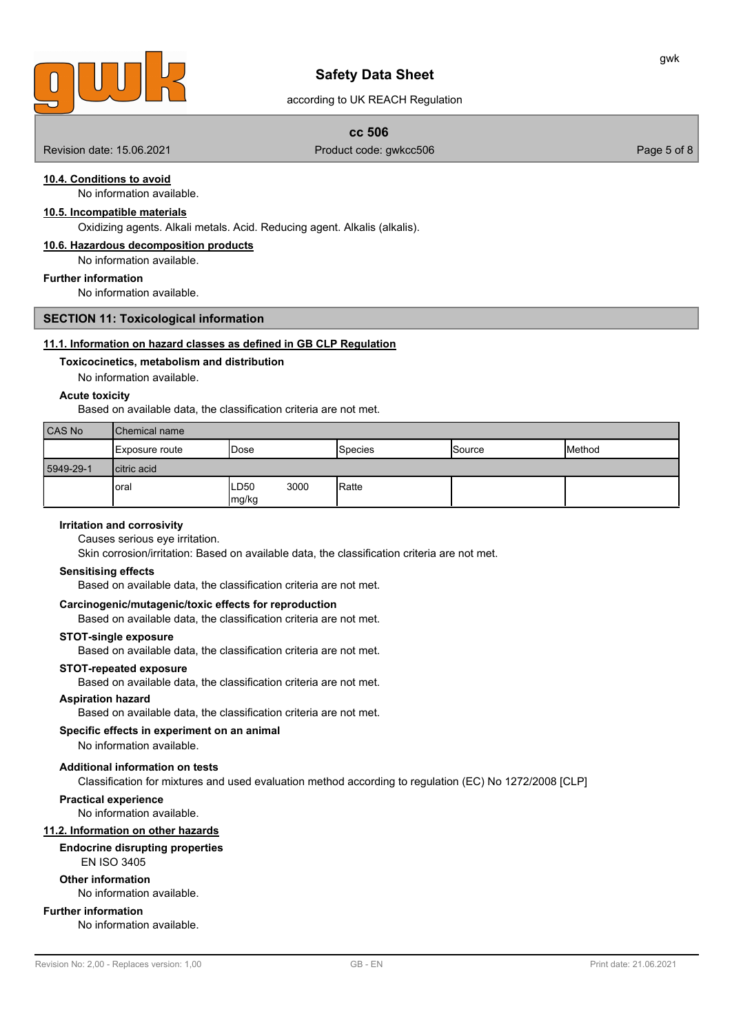#### 10.4. Conditions to avoid

No information available.

#### 10.5. Incompatible materials

Oxidizing agents. Alkali metals. Acid. Reducing agent. Alkalis (alkalis).

#### 10.6. Hazardous decomposition products

No information available.

**Further information**

No information available.

## SECTION 11: Toxicological information

#### 11.1. Information on hazard classes as defined in GB CLP Regulation

**Toxicocinetics, metabolism and distribution**

No information available.

**Acute toxicity**

Based on available data, the classification criteria are not met.

| CAS No | Chemical name | | | | |
|---|---|---|---|---|---|
| | Exposure route | Dose | Species | Source | Method |
| 5949-29-1 | citric acid | | | | |
| | oral | LD50 3000 mg/kg | Ratte | | |

**Irritation and corrosivity**

Causes serious eye irritation.

Skin corrosion/irritation: Based on available data, the classification criteria are not met.

**Sensitising effects**

Based on available data, the classification criteria are not met.

**Carcinogenic/mutagenic/toxic effects for reproduction**

Based on available data, the classification criteria are not met.

**STOT-single exposure**

Based on available data, the classification criteria are not met.

**STOT-repeated exposure**

Based on available data, the classification criteria are not met.

**Aspiration hazard**

Based on available data, the classification criteria are not met.

**Specific effects in experiment on an animal**

No information available.

**Additional information on tests**

Classification for mixtures and used evaluation method according to regulation (EC) No 1272/2008 [CLP]

**Practical experience**

No information available.

#### 11.2. Information on other hazards

**Endocrine disrupting properties**

EN ISO 3405

**Other information**

No information available.

**Further information**

No information available.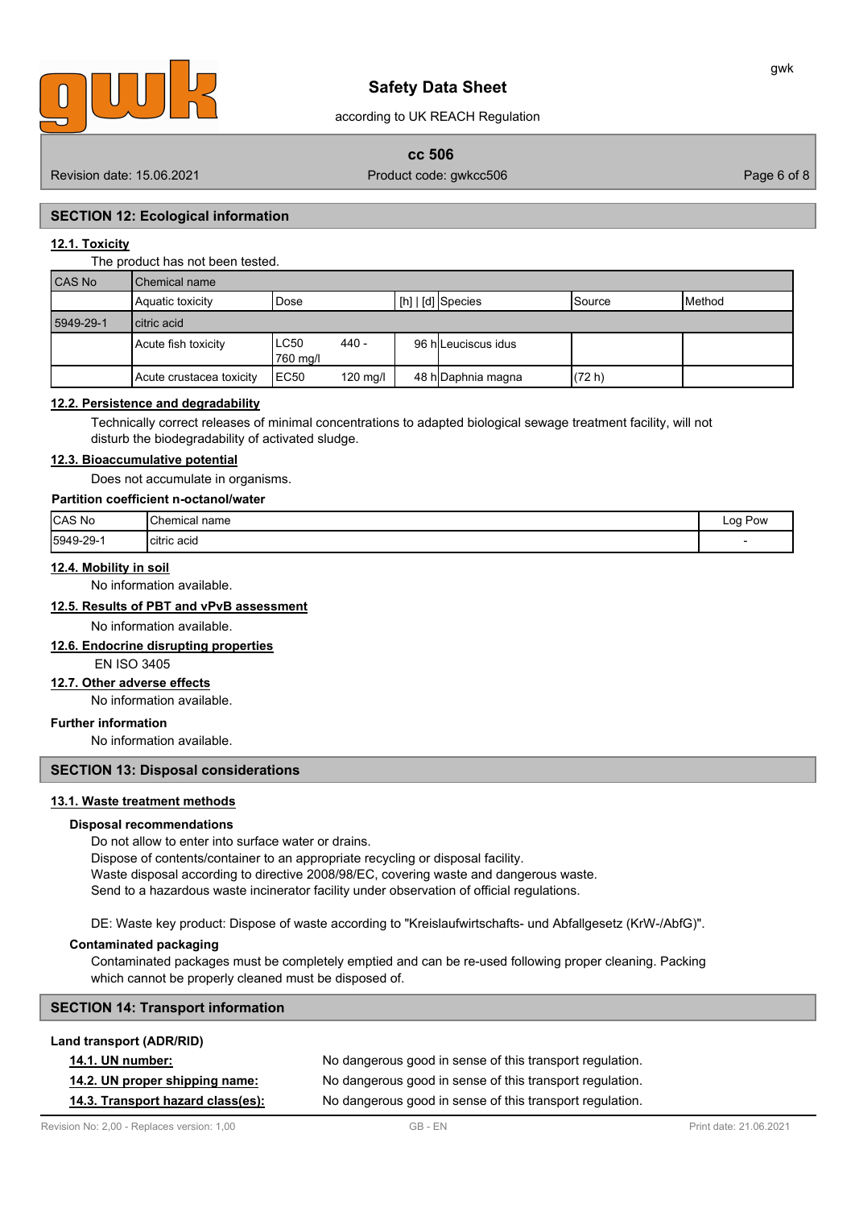## SECTION 12: Ecological information

### 12.1. Toxicity

The product has not been tested.

| CAS No | Chemical name | | | | | |
|---|---|---|---|---|---|---|
| | Aquatic toxicity | Dose | [h] \| [d] | Species | Source | Method |
| 5949-29-1 | citric acid | | | | | |
| | Acute fish toxicity | LC50 440 - 760 mg/l | 96 h | Leuciscus idus | | |
| | Acute crustacea toxicity | EC50 120 mg/l | 48 h | Daphnia magna | (72 h) | |

### 12.2. Persistence and degradability

Technically correct releases of minimal concentrations to adapted biological sewage treatment facility, will not disturb the biodegradability of activated sludge.

### 12.3. Bioaccumulative potential

Does not accumulate in organisms.

**Partition coefficient n-octanol/water**

| CAS No | Chemical name | Log Pow |
|---|---|---|
| 5949-29-1 | citric acid | - |

### 12.4. Mobility in soil

No information available.

### 12.5. Results of PBT and vPvB assessment

No information available.

### 12.6. Endocrine disrupting properties

EN ISO 3405

### 12.7. Other adverse effects

No information available.

**Further information**

No information available.

## SECTION 13: Disposal considerations

### 13.1. Waste treatment methods

**Disposal recommendations**

Do not allow to enter into surface water or drains.
Dispose of contents/container to an appropriate recycling or disposal facility.
Waste disposal according to directive 2008/98/EC, covering waste and dangerous waste.
Send to a hazardous waste incinerator facility under observation of official regulations.

DE: Waste key product: Dispose of waste according to "Kreislaufwirtschafts- und Abfallgesetz (KrW-/AbfG)".

**Contaminated packaging**

Contaminated packages must be completely emptied and can be re-used following proper cleaning. Packing which cannot be properly cleaned must be disposed of.

## SECTION 14: Transport information

**Land transport (ADR/RID)**

**14.1. UN number:** No dangerous good in sense of this transport regulation.

**14.2. UN proper shipping name:** No dangerous good in sense of this transport regulation.

**14.3. Transport hazard class(es):** No dangerous good in sense of this transport regulation.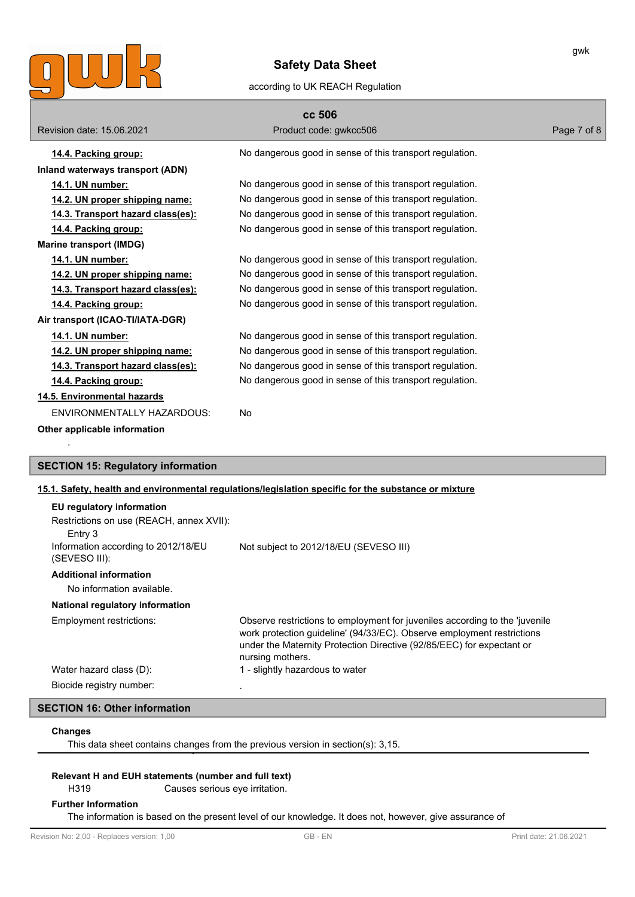**14.4. Packing group:** No dangerous good in sense of this transport regulation.

**Inland waterways transport (ADN)**

| | |
|---|---|
| **14.1. UN number:** | No dangerous good in sense of this transport regulation. |
| **14.2. UN proper shipping name:** | No dangerous good in sense of this transport regulation. |
| **14.3. Transport hazard class(es):** | No dangerous good in sense of this transport regulation. |
| **14.4. Packing group:** | No dangerous good in sense of this transport regulation. |

**Marine transport (IMDG)**

| | |
|---|---|
| **14.1. UN number:** | No dangerous good in sense of this transport regulation. |
| **14.2. UN proper shipping name:** | No dangerous good in sense of this transport regulation. |
| **14.3. Transport hazard class(es):** | No dangerous good in sense of this transport regulation. |
| **14.4. Packing group:** | No dangerous good in sense of this transport regulation. |

**Air transport (ICAO-TI/IATA-DGR)**

| | |
|---|---|
| **14.1. UN number:** | No dangerous good in sense of this transport regulation. |
| **14.2. UN proper shipping name:** | No dangerous good in sense of this transport regulation. |
| **14.3. Transport hazard class(es):** | No dangerous good in sense of this transport regulation. |
| **14.4. Packing group:** | No dangerous good in sense of this transport regulation. |

**14.5. Environmental hazards**

ENVIRONMENTALLY HAZARDOUS: No

**Other applicable information**

.

## SECTION 15: Regulatory information

**15.1. Safety, health and environmental regulations/legislation specific for the substance or mixture**

**EU regulatory information**

Restrictions on use (REACH, annex XVII):
Entry 3

Information according to 2012/18/EU (SEVESO III): Not subject to 2012/18/EU (SEVESO III)

**Additional information**

No information available.

**National regulatory information**

Employment restrictions: Observe restrictions to employment for juveniles according to the 'juvenile work protection guideline' (94/33/EC). Observe employment restrictions under the Maternity Protection Directive (92/85/EEC) for expectant or nursing mothers.

Water hazard class (D): 1 - slightly hazardous to water

Biocide registry number: .

## SECTION 16: Other information

**Changes**

This data sheet contains changes from the previous version in section(s): 3,15.

**Relevant H and EUH statements (number and full text)**

H319 Causes serious eye irritation.

**Further Information**

The information is based on the present level of our knowledge. It does not, however, give assurance of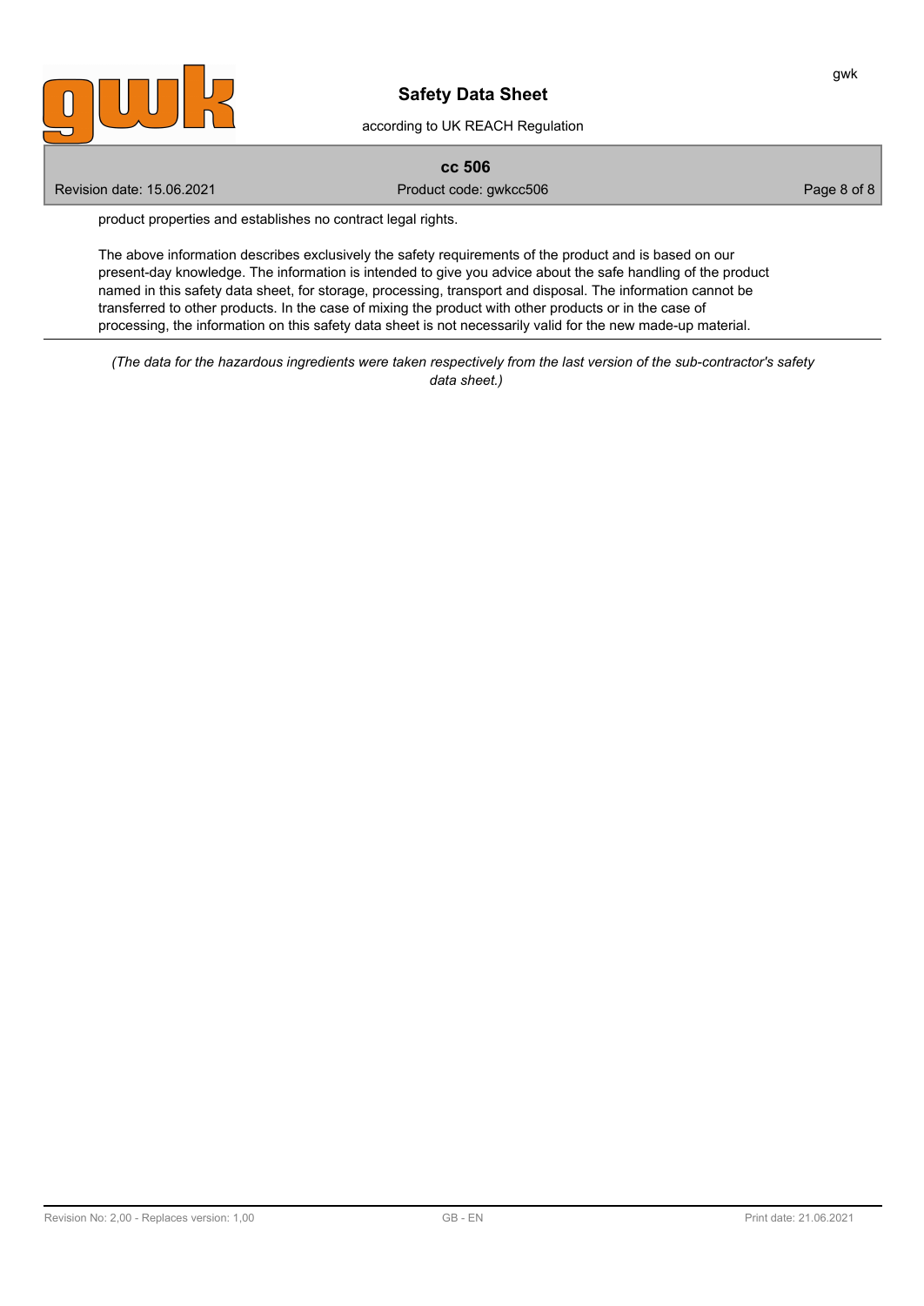product properties and establishes no contract legal rights.

The above information describes exclusively the safety requirements of the product and is based on our present-day knowledge. The information is intended to give you advice about the safe handling of the product named in this safety data sheet, for storage, processing, transport and disposal. The information cannot be transferred to other products. In the case of mixing the product with other products or in the case of processing, the information on this safety data sheet is not necessarily valid for the new made-up material.

---

*(The data for the hazardous ingredients were taken respectively from the last version of the sub-contractor's safety data sheet.)*